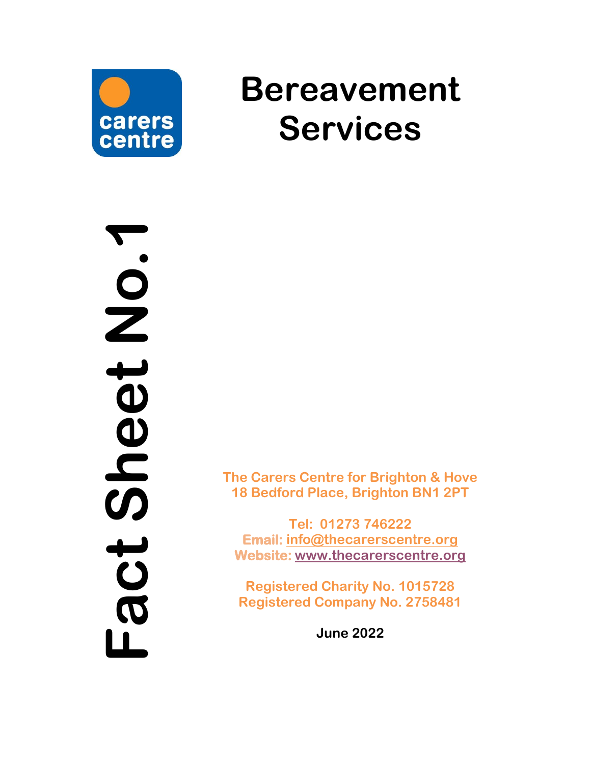carers centre

# Bereavement Services

Fact Sheet No.1

The Carers Centre for Brighton & Hove
18 Bedford Place, Brighton BN1 2PT

Tel: 01273 746222
Email: info@thecarerscentre.org
Website: www.thecarerscentre.org

Registered Charity No. 1015728
Registered Company No. 2758481

**June 2022**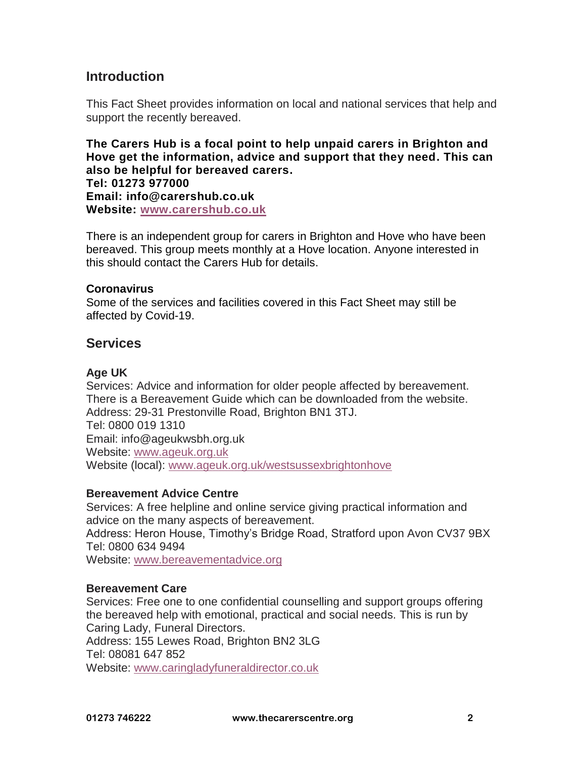## Introduction

This Fact Sheet provides information on local and national services that help and support the recently bereaved.

**The Carers Hub is a focal point to help unpaid carers in Brighton and Hove get the information, advice and support that they need. This can also be helpful for bereaved carers.**
**Tel: 01273 977000**
**Email: info@carershub.co.uk**
**Website: www.carershub.co.uk**

There is an independent group for carers in Brighton and Hove who have been bereaved. This group meets monthly at a Hove location. Anyone interested in this should contact the Carers Hub for details.

**Coronavirus**
Some of the services and facilities covered in this Fact Sheet may still be affected by Covid-19.

## Services

**Age UK**
Services: Advice and information for older people affected by bereavement. There is a Bereavement Guide which can be downloaded from the website.
Address: 29-31 Prestonville Road, Brighton BN1 3TJ.
Tel: 0800 019 1310
Email: info@ageukwsbh.org.uk
Website: www.ageuk.org.uk
Website (local): www.ageuk.org.uk/westsussexbrightonhove

**Bereavement Advice Centre**
Services: A free helpline and online service giving practical information and advice on the many aspects of bereavement.
Address: Heron House, Timothy's Bridge Road, Stratford upon Avon CV37 9BX
Tel: 0800 634 9494
Website: www.bereavementadvice.org

**Bereavement Care**
Services: Free one to one confidential counselling and support groups offering the bereaved help with emotional, practical and social needs. This is run by Caring Lady, Funeral Directors.
Address: 155 Lewes Road, Brighton BN2 3LG
Tel: 08081 647 852
Website: www.caringladyfuneraldirector.co.uk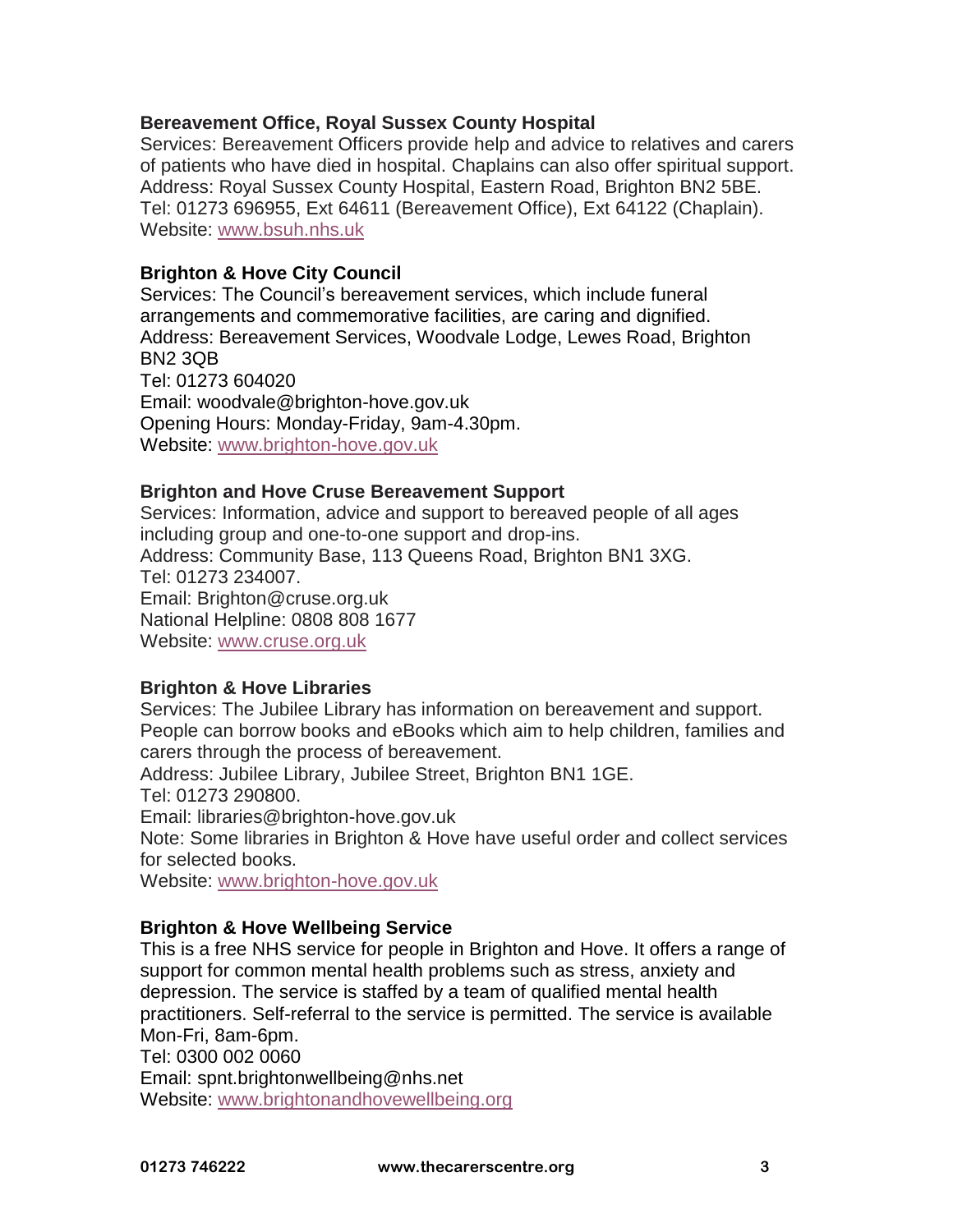**Bereavement Office, Royal Sussex County Hospital**

Services: Bereavement Officers provide help and advice to relatives and carers of patients who have died in hospital. Chaplains can also offer spiritual support.
Address: Royal Sussex County Hospital, Eastern Road, Brighton BN2 5BE.
Tel: 01273 696955, Ext 64611 (Bereavement Office), Ext 64122 (Chaplain).
Website: [www.bsuh.nhs.uk](http://www.bsuh.nhs.uk)

**Brighton & Hove City Council**

Services: The Council's bereavement services, which include funeral arrangements and commemorative facilities, are caring and dignified.
Address: Bereavement Services, Woodvale Lodge, Lewes Road, Brighton BN2 3QB
Tel: 01273 604020
Email: woodvale@brighton-hove.gov.uk
Opening Hours: Monday-Friday, 9am-4.30pm.
Website: [www.brighton-hove.gov.uk](http://www.brighton-hove.gov.uk)

**Brighton and Hove Cruse Bereavement Support**

Services: Information, advice and support to bereaved people of all ages including group and one-to-one support and drop-ins.
Address: Community Base, 113 Queens Road, Brighton BN1 3XG.
Tel: 01273 234007.
Email: Brighton@cruse.org.uk
National Helpline: 0808 808 1677
Website: [www.cruse.org.uk](http://www.cruse.org.uk)

**Brighton & Hove Libraries**

Services: The Jubilee Library has information on bereavement and support. People can borrow books and eBooks which aim to help children, families and carers through the process of bereavement.
Address: Jubilee Library, Jubilee Street, Brighton BN1 1GE.
Tel: 01273 290800.
Email: libraries@brighton-hove.gov.uk
Note: Some libraries in Brighton & Hove have useful order and collect services for selected books.
Website: [www.brighton-hove.gov.uk](http://www.brighton-hove.gov.uk)

**Brighton & Hove Wellbeing Service**

This is a free NHS service for people in Brighton and Hove. It offers a range of support for common mental health problems such as stress, anxiety and depression. The service is staffed by a team of qualified mental health practitioners. Self-referral to the service is permitted. The service is available Mon-Fri, 8am-6pm.
Tel: 0300 002 0060
Email: spnt.brightonwellbeing@nhs.net
Website: [www.brightonandhovewellbeing.org](http://www.brightonandhovewellbeing.org)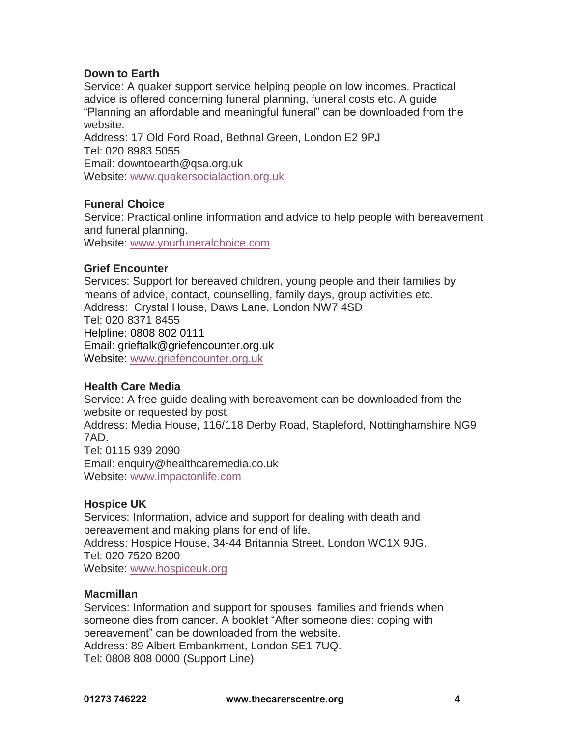**Down to Earth**
Service: A quaker support service helping people on low incomes. Practical advice is offered concerning funeral planning, funeral costs etc. A guide “Planning an affordable and meaningful funeral” can be downloaded from the website.
Address: 17 Old Ford Road, Bethnal Green, London E2 9PJ
Tel: 020 8983 5055
Email: downtoearth@qsa.org.uk
Website: www.quakersocialaction.org.uk

**Funeral Choice**
Service: Practical online information and advice to help people with bereavement and funeral planning.
Website: www.yourfuneralchoice.com

**Grief Encounter**
Services: Support for bereaved children, young people and their families by means of advice, contact, counselling, family days, group activities etc.
Address: Crystal House, Daws Lane, London NW7 4SD
Tel: 020 8371 8455
Helpline: 0808 802 0111
Email: grieftalk@griefencounter.org.uk
Website: www.griefencounter.org.uk

**Health Care Media**
Service: A free guide dealing with bereavement can be downloaded from the website or requested by post.
Address: Media House, 116/118 Derby Road, Stapleford, Nottinghamshire NG9 7AD.
Tel: 0115 939 2090
Email: enquiry@healthcaremedia.co.uk
Website: www.impactonlife.com

**Hospice UK**
Services: Information, advice and support for dealing with death and bereavement and making plans for end of life.
Address: Hospice House, 34-44 Britannia Street, London WC1X 9JG.
Tel: 020 7520 8200
Website: www.hospiceuk.org

**Macmillan**
Services: Information and support for spouses, families and friends when someone dies from cancer. A booklet “After someone dies: coping with bereavement” can be downloaded from the website.
Address: 89 Albert Embankment, London SE1 7UQ.
Tel: 0808 808 0000 (Support Line)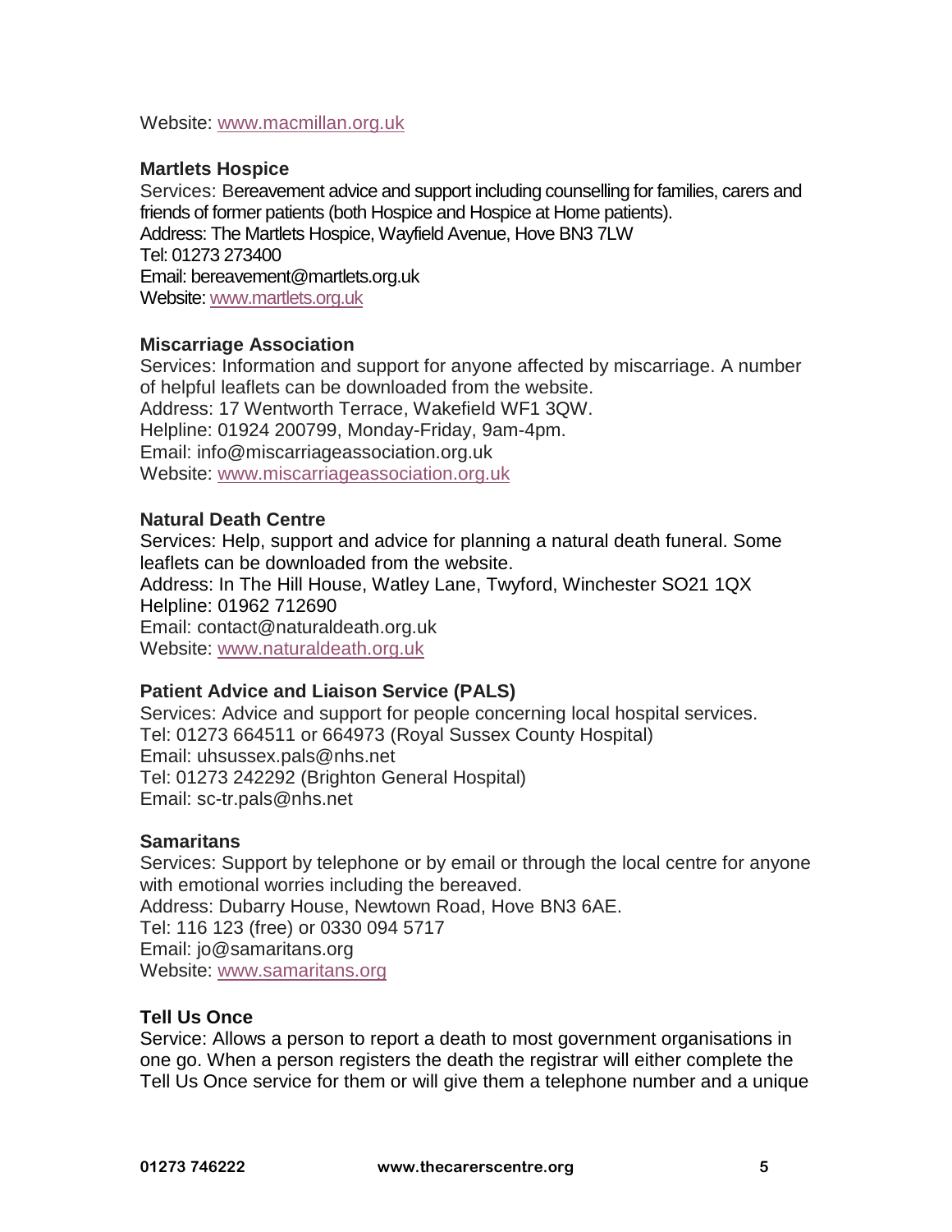Website: www.macmillan.org.uk

**Martlets Hospice**
Services: Bereavement advice and support including counselling for families, carers and friends of former patients (both Hospice and Hospice at Home patients).
Address: The Martlets Hospice, Wayfield Avenue, Hove BN3 7LW
Tel: 01273 273400
Email: bereavement@martlets.org.uk
Website: www.martlets.org.uk

**Miscarriage Association**
Services: Information and support for anyone affected by miscarriage. A number of helpful leaflets can be downloaded from the website.
Address: 17 Wentworth Terrace, Wakefield WF1 3QW.
Helpline: 01924 200799, Monday-Friday, 9am-4pm.
Email: info@miscarriageassociation.org.uk
Website: www.miscarriageassociation.org.uk

**Natural Death Centre**
Services: Help, support and advice for planning a natural death funeral. Some leaflets can be downloaded from the website.
Address: In The Hill House, Watley Lane, Twyford, Winchester SO21 1QX
Helpline: 01962 712690
Email: contact@naturaldeath.org.uk
Website: www.naturaldeath.org.uk

**Patient Advice and Liaison Service (PALS)**
Services: Advice and support for people concerning local hospital services.
Tel: 01273 664511 or 664973 (Royal Sussex County Hospital)
Email: uhsussex.pals@nhs.net
Tel: 01273 242292 (Brighton General Hospital)
Email: sc-tr.pals@nhs.net

**Samaritans**
Services: Support by telephone or by email or through the local centre for anyone with emotional worries including the bereaved.
Address: Dubarry House, Newtown Road, Hove BN3 6AE.
Tel: 116 123 (free) or 0330 094 5717
Email: jo@samaritans.org
Website: www.samaritans.org

**Tell Us Once**
Service: Allows a person to report a death to most government organisations in one go. When a person registers the death the registrar will either complete the Tell Us Once service for them or will give them a telephone number and a unique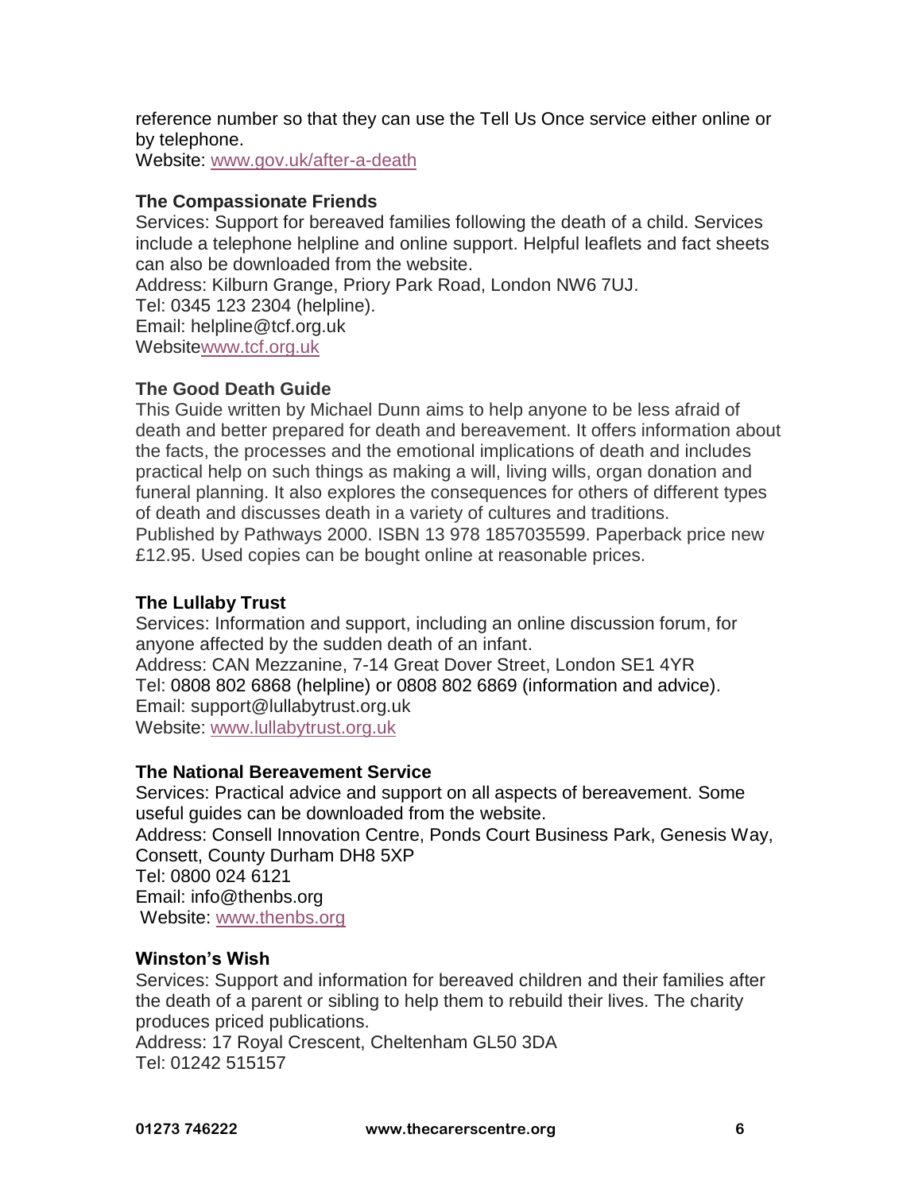reference number so that they can use the Tell Us Once service either online or by telephone.
Website: [www.gov.uk/after-a-death](www.gov.uk/after-a-death)

**The Compassionate Friends**
Services: Support for bereaved families following the death of a child. Services include a telephone helpline and online support. Helpful leaflets and fact sheets can also be downloaded from the website.
Address: Kilburn Grange, Priory Park Road, London NW6 7UJ.
Tel: 0345 123 2304 (helpline).
Email: helpline@tcf.org.uk
Website[www.tcf.org.uk](www.tcf.org.uk)

**The Good Death Guide**
This Guide written by Michael Dunn aims to help anyone to be less afraid of death and better prepared for death and bereavement. It offers information about the facts, the processes and the emotional implications of death and includes practical help on such things as making a will, living wills, organ donation and funeral planning. It also explores the consequences for others of different types of death and discusses death in a variety of cultures and traditions.
Published by Pathways 2000. ISBN 13 978 1857035599. Paperback price new £12.95. Used copies can be bought online at reasonable prices.

**The Lullaby Trust**
Services: Information and support, including an online discussion forum, for anyone affected by the sudden death of an infant.
Address: CAN Mezzanine, 7-14 Great Dover Street, London SE1 4YR
Tel: 0808 802 6868 (helpline) or 0808 802 6869 (information and advice).
Email: support@lullabytrust.org.uk
Website: [www.lullabytrust.org.uk](www.lullabytrust.org.uk)

**The National Bereavement Service**
Services: Practical advice and support on all aspects of bereavement. Some useful guides can be downloaded from the website.
Address: Consell Innovation Centre, Ponds Court Business Park, Genesis Way, Consett, County Durham DH8 5XP
Tel: 0800 024 6121
Email: info@thenbs.org
Website: [www.thenbs.org](www.thenbs.org)

**Winston's Wish**
Services: Support and information for bereaved children and their families after the death of a parent or sibling to help them to rebuild their lives. The charity produces priced publications.
Address: 17 Royal Crescent, Cheltenham GL50 3DA
Tel: 01242 515157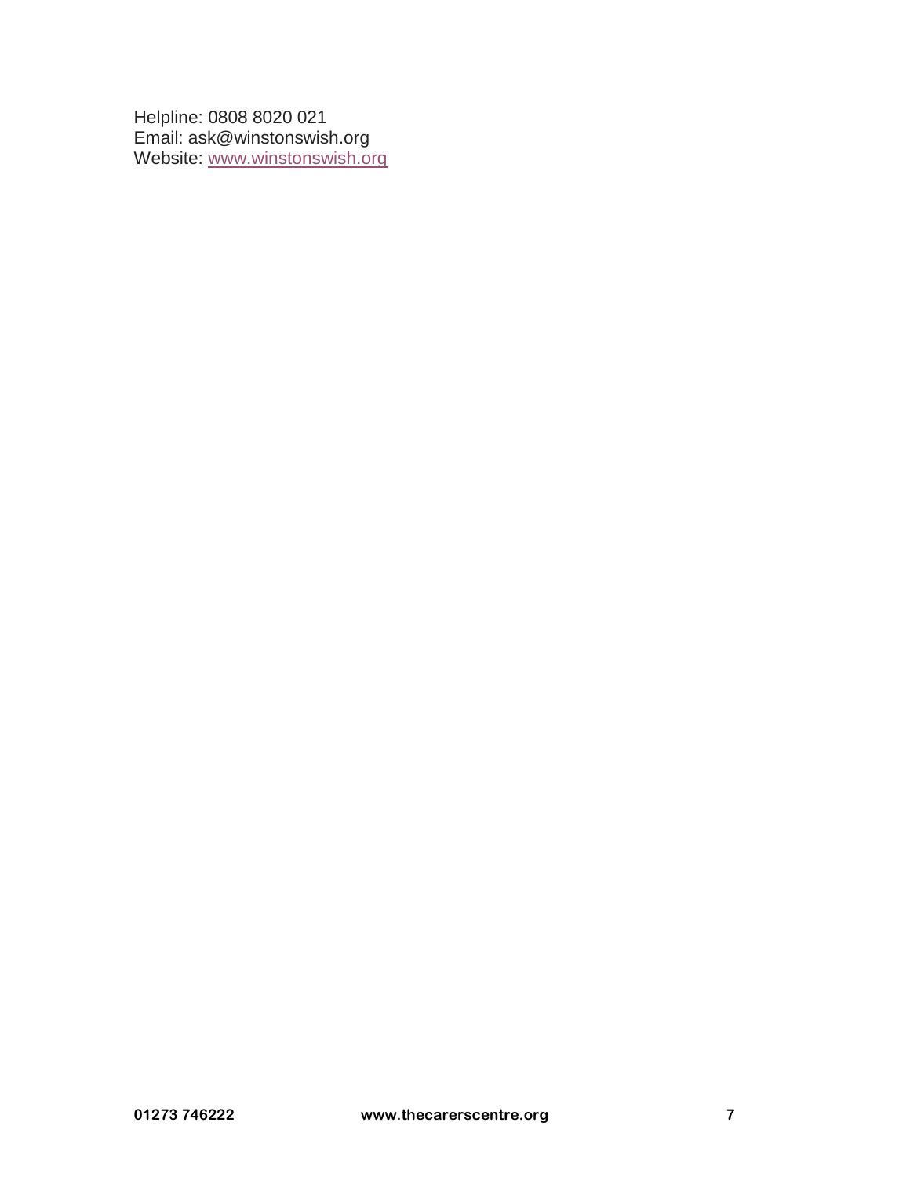Helpline: 0808 8020 021
Email: ask@winstonswish.org
Website: [www.winstonswish.org](http://www.winstonswish.org)